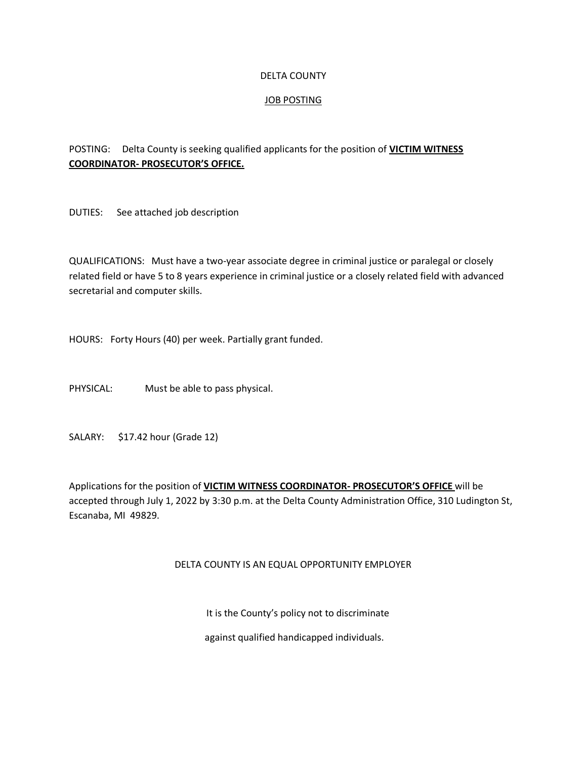DELTA COUNTY

<u>JOB POSTING</u>

POSTING: Delta County is seeking qualified applicants for the position of **<u>VICTIM WITNESS COORDINATOR- PROSECUTOR'S OFFICE.</u>**

DUTIES: See attached job description

QUALIFICATIONS: Must have a two-year associate degree in criminal justice or paralegal or closely related field or have 5 to 8 years experience in criminal justice or a closely related field with advanced secretarial and computer skills.

HOURS: Forty Hours (40) per week. Partially grant funded.

PHYSICAL: Must be able to pass physical.

SALARY: $17.42 hour (Grade 12)

Applications for the position of **<u>VICTIM WITNESS COORDINATOR- PROSECUTOR'S OFFICE</u>** will be accepted through July 1, 2022 by 3:30 p.m. at the Delta County Administration Office, 310 Ludington St, Escanaba, MI 49829.

DELTA COUNTY IS AN EQUAL OPPORTUNITY EMPLOYER

It is the County's policy not to discriminate

against qualified handicapped individuals.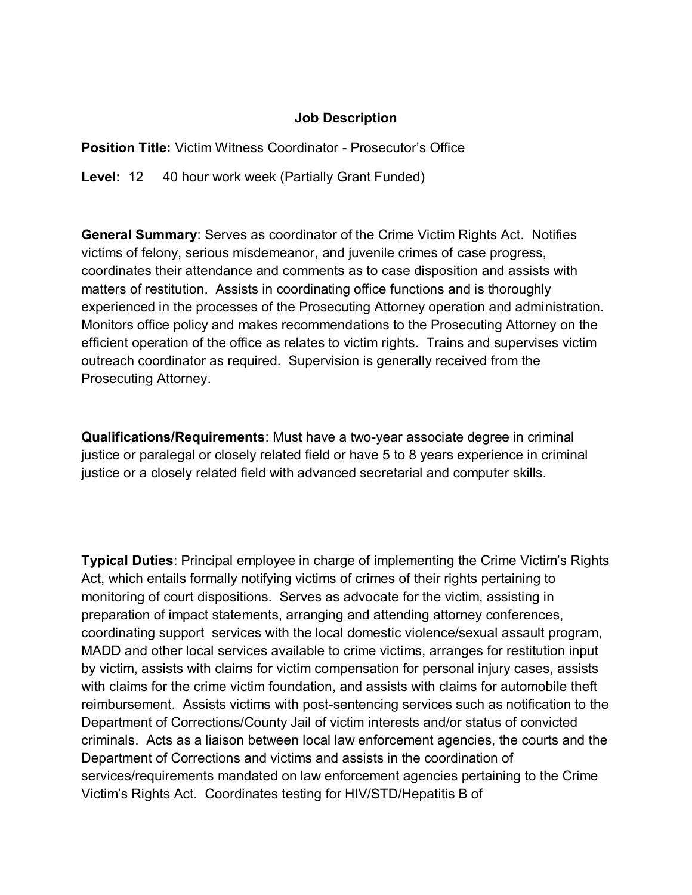**Job Description**

**Position Title:** Victim Witness Coordinator - Prosecutor's Office

**Level:** 12 40 hour work week (Partially Grant Funded)

**General Summary**: Serves as coordinator of the Crime Victim Rights Act. Notifies victims of felony, serious misdemeanor, and juvenile crimes of case progress, coordinates their attendance and comments as to case disposition and assists with matters of restitution. Assists in coordinating office functions and is thoroughly experienced in the processes of the Prosecuting Attorney operation and administration. Monitors office policy and makes recommendations to the Prosecuting Attorney on the efficient operation of the office as relates to victim rights. Trains and supervises victim outreach coordinator as required. Supervision is generally received from the Prosecuting Attorney.

**Qualifications/Requirements**: Must have a two-year associate degree in criminal justice or paralegal or closely related field or have 5 to 8 years experience in criminal justice or a closely related field with advanced secretarial and computer skills.

**Typical Duties**: Principal employee in charge of implementing the Crime Victim's Rights Act, which entails formally notifying victims of crimes of their rights pertaining to monitoring of court dispositions. Serves as advocate for the victim, assisting in preparation of impact statements, arranging and attending attorney conferences, coordinating support services with the local domestic violence/sexual assault program, MADD and other local services available to crime victims, arranges for restitution input by victim, assists with claims for victim compensation for personal injury cases, assists with claims for the crime victim foundation, and assists with claims for automobile theft reimbursement. Assists victims with post-sentencing services such as notification to the Department of Corrections/County Jail of victim interests and/or status of convicted criminals. Acts as a liaison between local law enforcement agencies, the courts and the Department of Corrections and victims and assists in the coordination of services/requirements mandated on law enforcement agencies pertaining to the Crime Victim's Rights Act. Coordinates testing for HIV/STD/Hepatitis B of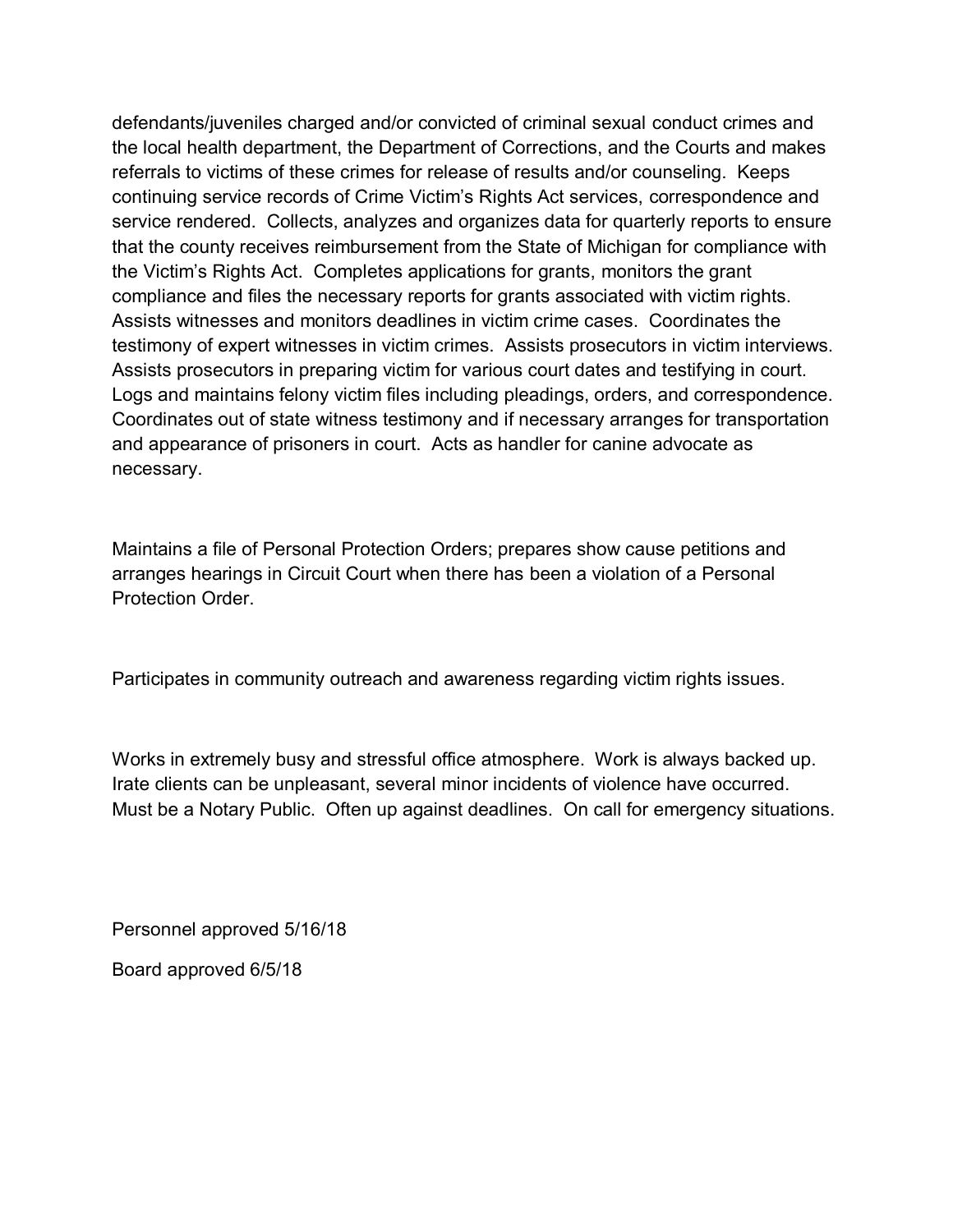defendants/juveniles charged and/or convicted of criminal sexual conduct crimes and the local health department, the Department of Corrections, and the Courts and makes referrals to victims of these crimes for release of results and/or counseling. Keeps continuing service records of Crime Victim's Rights Act services, correspondence and service rendered. Collects, analyzes and organizes data for quarterly reports to ensure that the county receives reimbursement from the State of Michigan for compliance with the Victim's Rights Act. Completes applications for grants, monitors the grant compliance and files the necessary reports for grants associated with victim rights. Assists witnesses and monitors deadlines in victim crime cases. Coordinates the testimony of expert witnesses in victim crimes. Assists prosecutors in victim interviews. Assists prosecutors in preparing victim for various court dates and testifying in court. Logs and maintains felony victim files including pleadings, orders, and correspondence. Coordinates out of state witness testimony and if necessary arranges for transportation and appearance of prisoners in court. Acts as handler for canine advocate as necessary.

Maintains a file of Personal Protection Orders; prepares show cause petitions and arranges hearings in Circuit Court when there has been a violation of a Personal Protection Order.

Participates in community outreach and awareness regarding victim rights issues.

Works in extremely busy and stressful office atmosphere. Work is always backed up. Irate clients can be unpleasant, several minor incidents of violence have occurred. Must be a Notary Public. Often up against deadlines. On call for emergency situations.

Personnel approved 5/16/18

Board approved 6/5/18